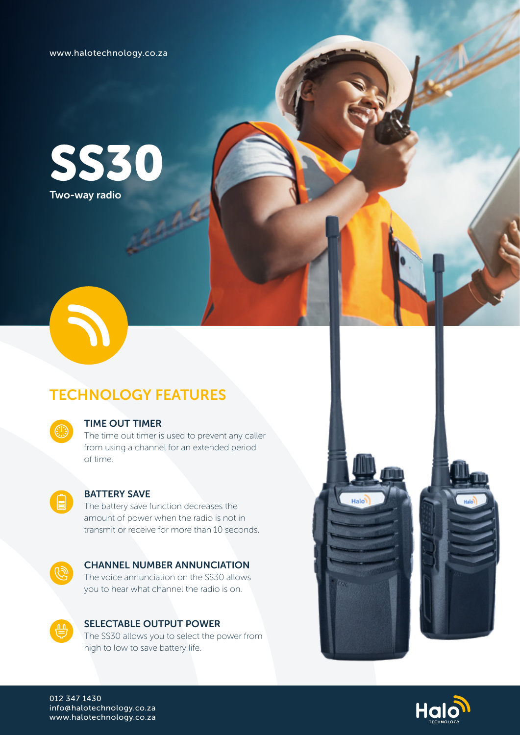www.halotechnology.co.za

# SS30

Two-way radio

## TECHNOLOGY FEATURES

### TIME OUT TIMER

The time out timer is used to prevent any caller from using a channel for an extended period of time.

### BATTERY SAVE

The battery save function decreases the amount of power when the radio is not in transmit or receive for more than 10 seconds.

### CHANNEL NUMBER ANNUNCIATION

The voice annunciation on the SS30 allows you to hear what channel the radio is on.

### SELECTABLE OUTPUT POWER

The SS30 allows you to select the power from high to low to save battery life.

012 347 1430
info@halotechnology.co.za
www.halotechnology.co.za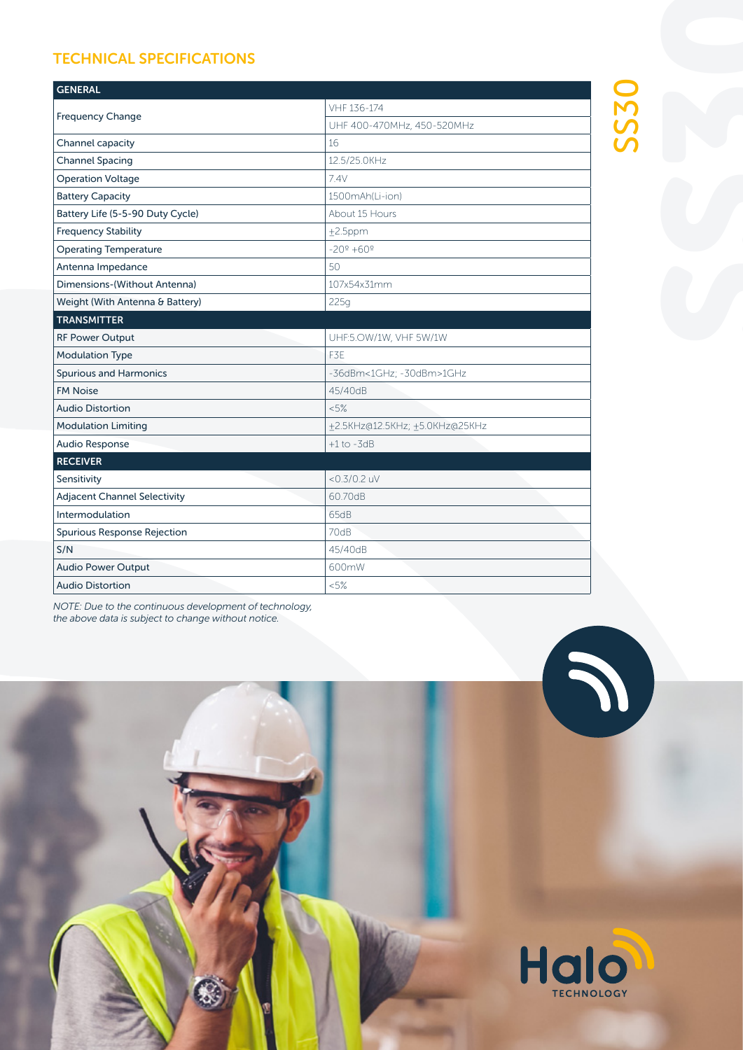## TECHNICAL SPECIFICATIONS

SS30

| | |
|---|---|
| **GENERAL** | |
| Frequency Change | VHF 136-174 |
| | UHF 400-470MHz, 450-520MHz |
| Channel capacity | 16 |
| Channel Spacing | 12.5/25.0KHz |
| Operation Voltage | 7.4V |
| Battery Capacity | 1500mAh(Li-ion) |
| Battery Life (5-5-90 Duty Cycle) | About 15 Hours |
| Frequency Stability | ±2.5ppm |
| Operating Temperature | -20º +60º |
| Antenna Impedance | 50 |
| Dimensions-(Without Antenna) | 107x54x31mm |
| Weight (With Antenna & Battery) | 225g |
| **TRANSMITTER** | |
| RF Power Output | UHF:5.OW/1W, VHF 5W/1W |
| Modulation Type | F3E |
| Spurious and Harmonics | -36dBm<1GHz; -30dBm>1GHz |
| FM Noise | 45/40dB |
| Audio Distortion | <5% |
| Modulation Limiting | ±2.5KHz@12.5KHz; ±5.0KHz@25KHz |
| Audio Response | +1 to -3dB |
| **RECEIVER** | |
| Sensitivity | <0.3/0.2 uV |
| Adjacent Channel Selectivity | 60.70dB |
| Intermodulation | 65dB |
| Spurious Response Rejection | 70dB |
| S/N | 45/40dB |
| Audio Power Output | 600mW |
| Audio Distortion | <5% |

*NOTE: Due to the continuous development of technology, the above data is subject to change without notice.*

Halo TECHNOLOGY